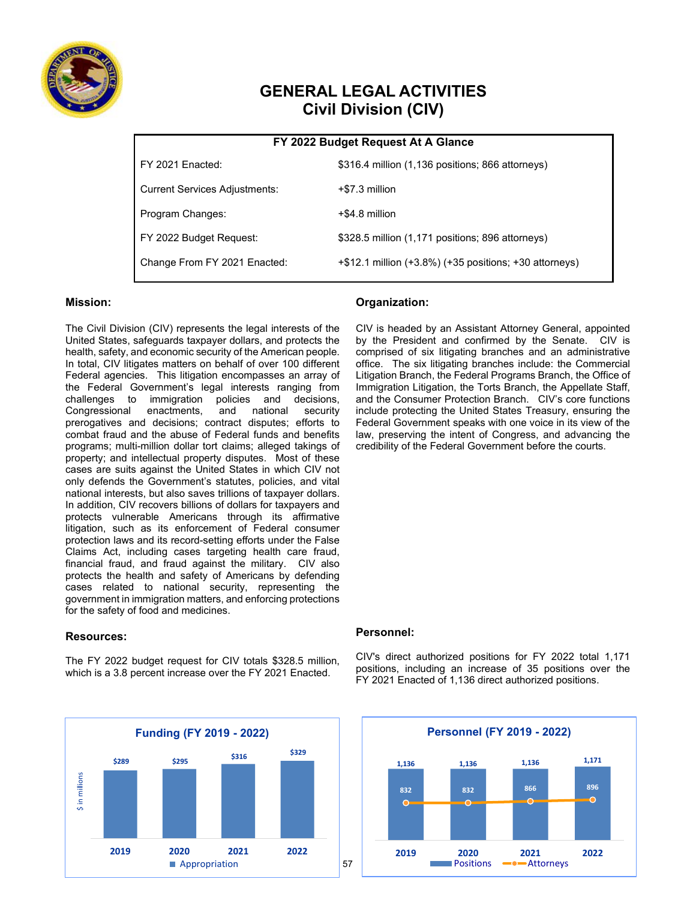# GENERAL LEGAL ACTIVITIES
## Civil Division (CIV)

| FY 2022 Budget Request At A Glance | |
|---|---|
| FY 2021 Enacted: | $316.4 million (1,136 positions; 866 attorneys) |
| Current Services Adjustments: | +$7.3 million |
| Program Changes: | +$4.8 million |
| FY 2022 Budget Request: | $328.5 million (1,171 positions; 896 attorneys) |
| Change From FY 2021 Enacted: | +$12.1 million (+3.8%) (+35 positions; +30 attorneys) |

### Mission:

The Civil Division (CIV) represents the legal interests of the United States, safeguards taxpayer dollars, and protects the health, safety, and economic security of the American people. In total, CIV litigates matters on behalf of over 100 different Federal agencies. This litigation encompasses an array of the Federal Government's legal interests ranging from challenges to immigration policies and decisions, Congressional enactments, and national security prerogatives and decisions; contract disputes; efforts to combat fraud and the abuse of Federal funds and benefits programs; multi-million dollar tort claims; alleged takings of property; and intellectual property disputes. Most of these cases are suits against the United States in which CIV not only defends the Government's statutes, policies, and vital national interests, but also saves trillions of taxpayer dollars. In addition, CIV recovers billions of dollars for taxpayers and protects vulnerable Americans through its affirmative litigation, such as its enforcement of Federal consumer protection laws and its record-setting efforts under the False Claims Act, including cases targeting health care fraud, financial fraud, and fraud against the military. CIV also protects the health and safety of Americans by defending cases related to national security, representing the government in immigration matters, and enforcing protections for the safety of food and medicines.

### Organization:

CIV is headed by an Assistant Attorney General, appointed by the President and confirmed by the Senate. CIV is comprised of six litigating branches and an administrative office. The six litigating branches include: the Commercial Litigation Branch, the Federal Programs Branch, the Office of Immigration Litigation, the Torts Branch, the Appellate Staff, and the Consumer Protection Branch. CIV's core functions include protecting the United States Treasury, ensuring the Federal Government speaks with one voice in its view of the law, preserving the intent of Congress, and advancing the credibility of the Federal Government before the courts.

### Resources:

The FY 2022 budget request for CIV totals $328.5 million, which is a 3.8 percent increase over the FY 2021 Enacted.

### Personnel:

CIV's direct authorized positions for FY 2022 total 1,171 positions, including an increase of 35 positions over the FY 2021 Enacted of 1,136 direct authorized positions.

**Funding (FY 2019 - 2022)**

| Year | Appropriation ($ in millions) |
|---|---|
| 2019 | $289 |
| 2020 | $295 |
| 2021 | $316 |
| 2022 | $329 |

**Personnel (FY 2019 - 2022)**

| Year | Positions | Attorneys |
|---|---|---|
| 2019 | 1,136 | 832 |
| 2020 | 1,136 | 832 |
| 2021 | 1,136 | 866 |
| 2022 | 1,171 | 896 |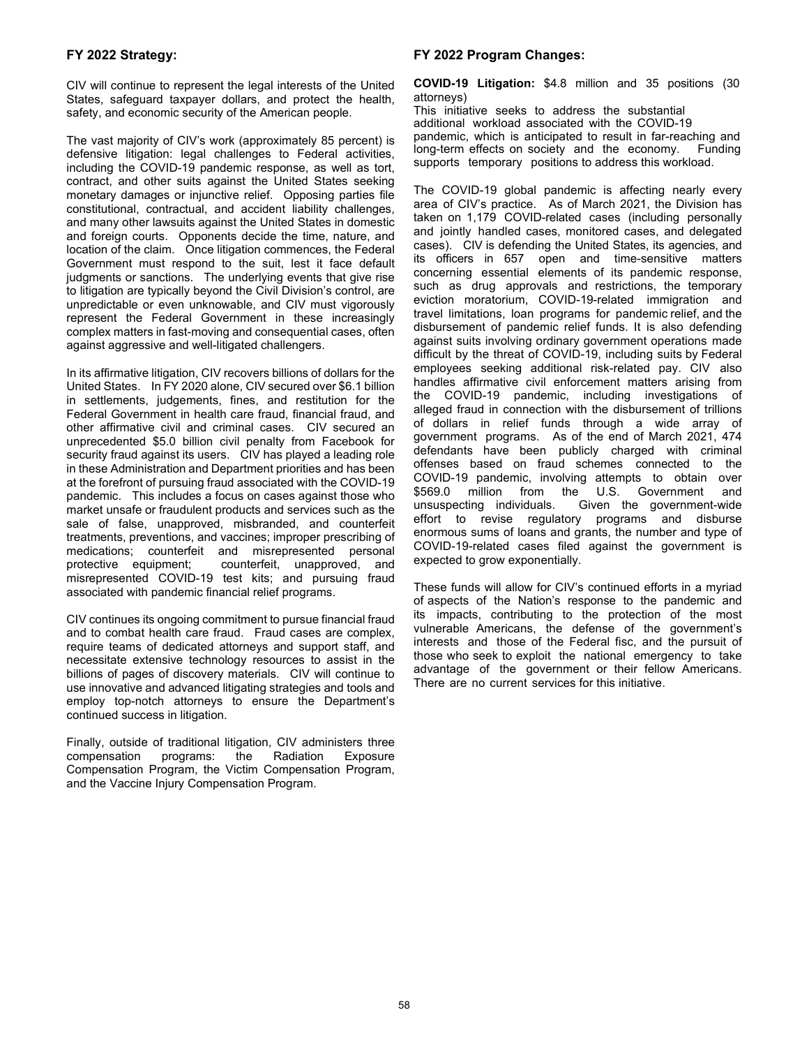### FY 2022 Strategy:

CIV will continue to represent the legal interests of the United States, safeguard taxpayer dollars, and protect the health, safety, and economic security of the American people.

The vast majority of CIV's work (approximately 85 percent) is defensive litigation: legal challenges to Federal activities, including the COVID-19 pandemic response, as well as tort, contract, and other suits against the United States seeking monetary damages or injunctive relief. Opposing parties file constitutional, contractual, and accident liability challenges, and many other lawsuits against the United States in domestic and foreign courts. Opponents decide the time, nature, and location of the claim. Once litigation commences, the Federal Government must respond to the suit, lest it face default judgments or sanctions. The underlying events that give rise to litigation are typically beyond the Civil Division's control, are unpredictable or even unknowable, and CIV must vigorously represent the Federal Government in these increasingly complex matters in fast-moving and consequential cases, often against aggressive and well-litigated challengers.

In its affirmative litigation, CIV recovers billions of dollars for the United States. In FY 2020 alone, CIV secured over $6.1 billion in settlements, judgements, fines, and restitution for the Federal Government in health care fraud, financial fraud, and other affirmative civil and criminal cases. CIV secured an unprecedented $5.0 billion civil penalty from Facebook for security fraud against its users. CIV has played a leading role in these Administration and Department priorities and has been at the forefront of pursuing fraud associated with the COVID-19 pandemic. This includes a focus on cases against those who market unsafe or fraudulent products and services such as the sale of false, unapproved, misbranded, and counterfeit treatments, preventions, and vaccines; improper prescribing of medications; counterfeit and misrepresented personal protective equipment; counterfeit, unapproved, and misrepresented COVID-19 test kits; and pursuing fraud associated with pandemic financial relief programs.

CIV continues its ongoing commitment to pursue financial fraud and to combat health care fraud. Fraud cases are complex, require teams of dedicated attorneys and support staff, and necessitate extensive technology resources to assist in the billions of pages of discovery materials. CIV will continue to use innovative and advanced litigating strategies and tools and employ top-notch attorneys to ensure the Department's continued success in litigation.

Finally, outside of traditional litigation, CIV administers three compensation programs: the Radiation Exposure Compensation Program, the Victim Compensation Program, and the Vaccine Injury Compensation Program.

### FY 2022 Program Changes:

**COVID-19 Litigation:** $4.8 million and 35 positions (30 attorneys)
This initiative seeks to address the substantial additional workload associated with the COVID-19 pandemic, which is anticipated to result in far-reaching and long-term effects on society and the economy. Funding supports temporary positions to address this workload.

The COVID-19 global pandemic is affecting nearly every area of CIV's practice. As of March 2021, the Division has taken on 1,179 COVID-related cases (including personally and jointly handled cases, monitored cases, and delegated cases). CIV is defending the United States, its agencies, and its officers in 657 open and time-sensitive matters concerning essential elements of its pandemic response, such as drug approvals and restrictions, the temporary eviction moratorium, COVID-19-related immigration and travel limitations, loan programs for pandemic relief, and the disbursement of pandemic relief funds. It is also defending against suits involving ordinary government operations made difficult by the threat of COVID-19, including suits by Federal employees seeking additional risk-related pay. CIV also handles affirmative civil enforcement matters arising from the COVID-19 pandemic, including investigations of alleged fraud in connection with the disbursement of trillions of dollars in relief funds through a wide array of government programs. As of the end of March 2021, 474 defendants have been publicly charged with criminal offenses based on fraud schemes connected to the COVID-19 pandemic, involving attempts to obtain over $569.0 million from the U.S. Government and unsuspecting individuals. Given the government-wide effort to revise regulatory programs and disburse enormous sums of loans and grants, the number and type of COVID-19-related cases filed against the government is expected to grow exponentially.

These funds will allow for CIV's continued efforts in a myriad of aspects of the Nation's response to the pandemic and its impacts, contributing to the protection of the most vulnerable Americans, the defense of the government's interests and those of the Federal fisc, and the pursuit of those who seek to exploit the national emergency to take advantage of the government or their fellow Americans. There are no current services for this initiative.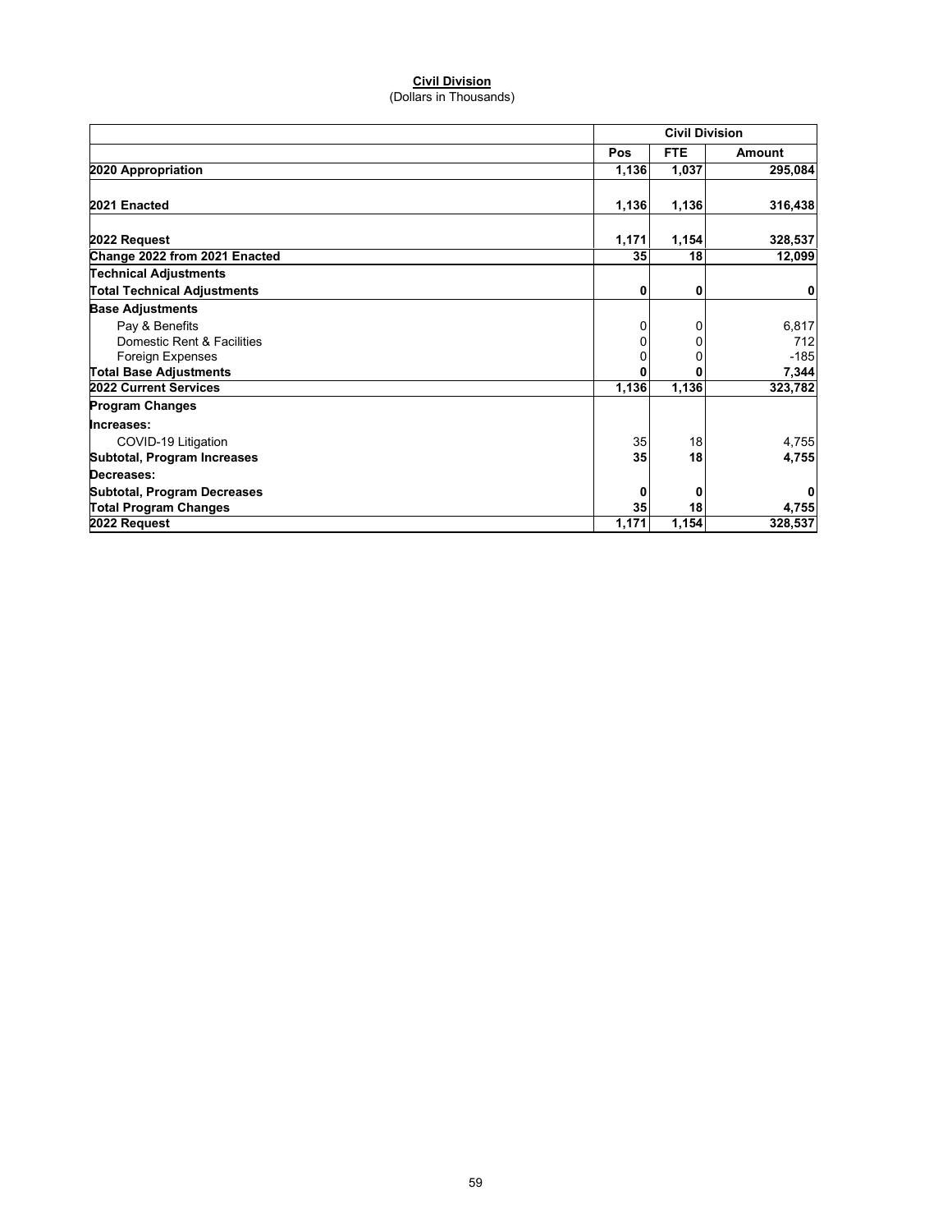**Civil Division**
(Dollars in Thousands)

| | Civil Division | | |
|---|---|---|---|
| | **Pos** | **FTE** | **Amount** |
| **2020 Appropriation** | **1,136** | **1,037** | **295,084** |
| **2021 Enacted** | **1,136** | **1,136** | **316,438** |
| **2022 Request** | **1,171** | **1,154** | **328,537** |
| **Change 2022 from 2021 Enacted** | **35** | **18** | **12,099** |
| **Technical Adjustments** | | | |
| **Total Technical Adjustments** | **0** | **0** | **0** |
| **Base Adjustments** | | | |
| Pay & Benefits | 0 | 0 | 6,817 |
| Domestic Rent & Facilities | 0 | 0 | 712 |
| Foreign Expenses | 0 | 0 | -185 |
| **Total Base Adjustments** | **0** | **0** | **7,344** |
| **2022 Current Services** | **1,136** | **1,136** | **323,782** |
| **Program Changes** | | | |
| **Increases:** | | | |
| COVID-19 Litigation | 35 | 18 | 4,755 |
| **Subtotal, Program Increases** | **35** | **18** | **4,755** |
| **Decreases:** | | | |
| **Subtotal, Program Decreases** | **0** | **0** | **0** |
| **Total Program Changes** | **35** | **18** | **4,755** |
| **2022 Request** | **1,171** | **1,154** | **328,537** |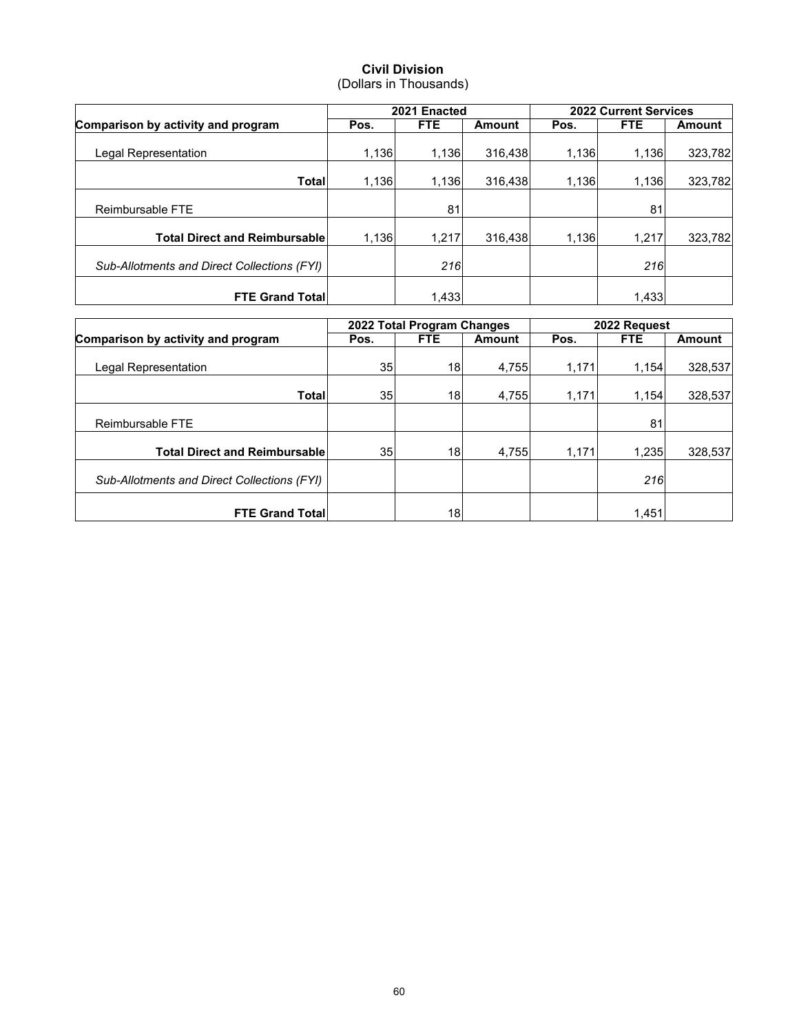# Civil Division

(Dollars in Thousands)

| | 2021 Enacted | | | 2022 Current Services | | |
|---|---|---|---|---|---|---|
| Comparison by activity and program | Pos. | FTE | Amount | Pos. | FTE | Amount |
| Legal Representation | 1,136 | 1,136 | 316,438 | 1,136 | 1,136 | 323,782 |
| **Total** | 1,136 | 1,136 | 316,438 | 1,136 | 1,136 | 323,782 |
| Reimbursable FTE | | 81 | | | 81 | |
| **Total Direct and Reimbursable** | 1,136 | 1,217 | 316,438 | 1,136 | 1,217 | 323,782 |
| *Sub-Allotments and Direct Collections (FYI)* | | *216* | | | *216* | |
| **FTE Grand Total** | | 1,433 | | | 1,433 | |

| | 2022 Total Program Changes | | | 2022 Request | | |
|---|---|---|---|---|---|---|
| Comparison by activity and program | Pos. | FTE | Amount | Pos. | FTE | Amount |
| Legal Representation | 35 | 18 | 4,755 | 1,171 | 1,154 | 328,537 |
| **Total** | 35 | 18 | 4,755 | 1,171 | 1,154 | 328,537 |
| Reimbursable FTE | | | | | 81 | |
| **Total Direct and Reimbursable** | 35 | 18 | 4,755 | 1,171 | 1,235 | 328,537 |
| *Sub-Allotments and Direct Collections (FYI)* | | | | | *216* | |
| **FTE Grand Total** | | 18 | | | 1,451 | |